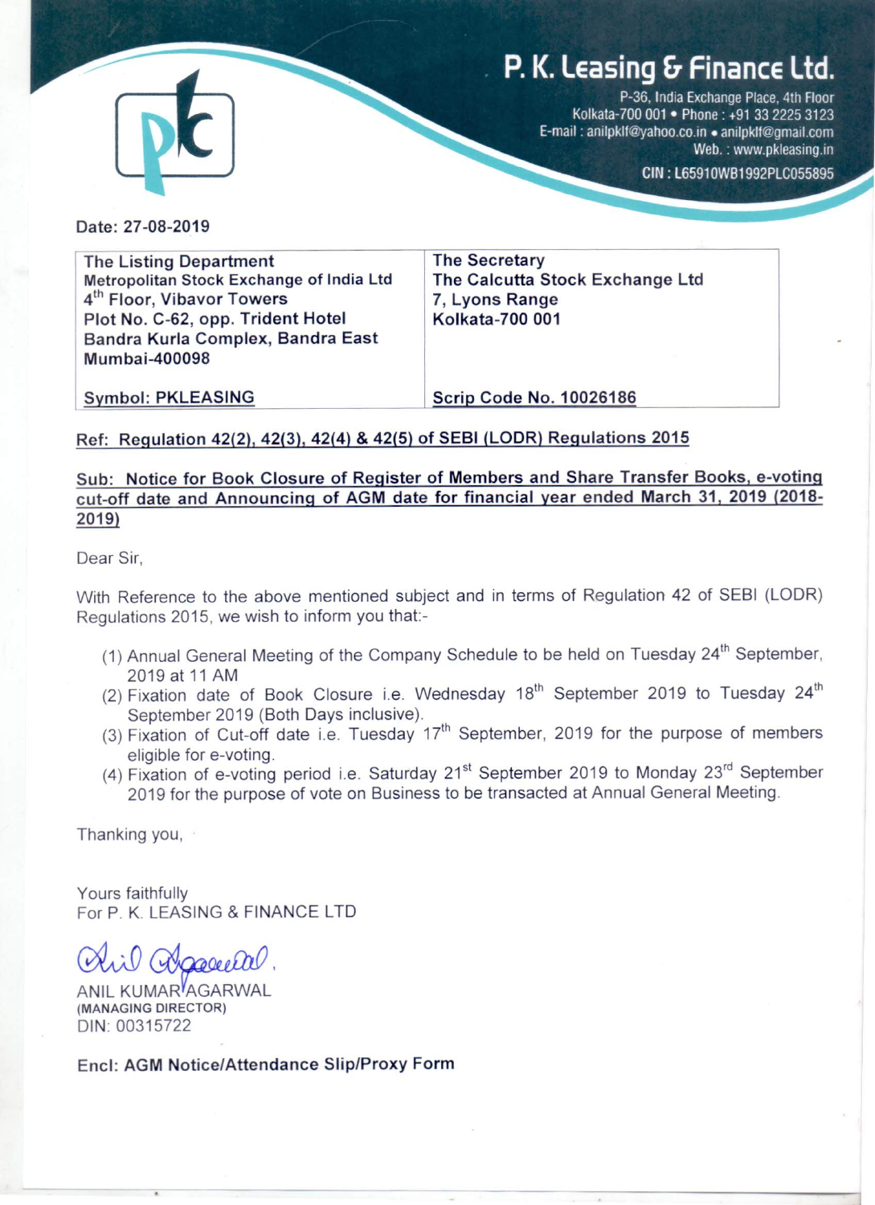# P. K. Leasing & Finance Ltd.

P-36, India Exchange Place, 4th Floor
Kolkata-700 001 • Phone : +91 33 2225 3123
E-mail : anilpklf@yahoo.co.in • anilpklf@gmail.com
Web. : www.pkleasing.in
CIN : L65910WB1992PLC055895

Date: 27-08-2019

| The Listing Department<br>Metropolitan Stock Exchange of India Ltd<br>4th Floor, Vibavor Towers<br>Plot No. C-62, opp. Trident Hotel<br>Bandra Kurla Complex, Bandra East<br>Mumbai-400098 | The Secretary<br>The Calcutta Stock Exchange Ltd<br>7, Lyons Range<br>Kolkata-700 001 |
|---|---|
| Symbol: PKLEASING | Scrip Code No. 10026186 |

**Ref: Regulation 42(2), 42(3), 42(4) & 42(5) of SEBI (LODR) Regulations 2015**

**Sub: Notice for Book Closure of Register of Members and Share Transfer Books, e-voting cut-off date and Announcing of AGM date for financial year ended March 31, 2019 (2018-2019)**

Dear Sir,

With Reference to the above mentioned subject and in terms of Regulation 42 of SEBI (LODR) Regulations 2015, we wish to inform you that:-

(1) Annual General Meeting of the Company Schedule to be held on Tuesday 24th September, 2019 at 11 AM
(2) Fixation date of Book Closure i.e. Wednesday 18th September 2019 to Tuesday 24th September 2019 (Both Days inclusive).
(3) Fixation of Cut-off date i.e. Tuesday 17th September, 2019 for the purpose of members eligible for e-voting.
(4) Fixation of e-voting period i.e. Saturday 21st September 2019 to Monday 23rd September 2019 for the purpose of vote on Business to be transacted at Annual General Meeting.

Thanking you,

Yours faithfully
For P. K. LEASING & FINANCE LTD

ANIL KUMAR AGARWAL
(MANAGING DIRECTOR)
DIN: 00315722

**Encl: AGM Notice/Attendance Slip/Proxy Form**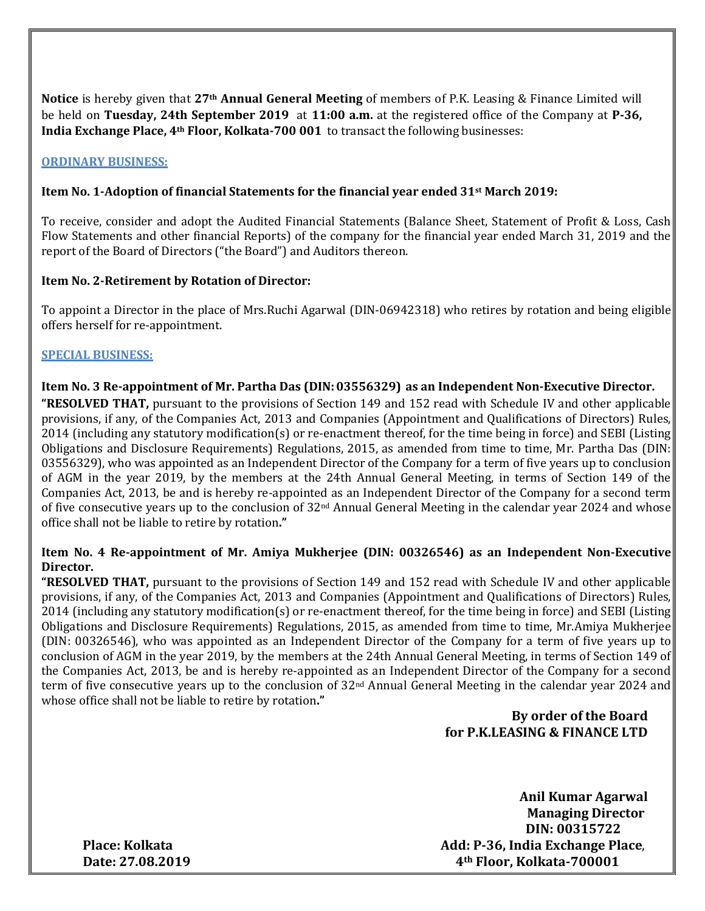**Notice** is hereby given that **27th Annual General Meeting** of members of P.K. Leasing & Finance Limited will be held on **Tuesday, 24th September 2019** at **11:00 a.m.** at the registered office of the Company at **P-36, India Exchange Place, 4th Floor, Kolkata-700 001** to transact the following businesses:

## ORDINARY BUSINESS:

**Item No. 1-Adoption of financial Statements for the financial year ended 31st March 2019:**

To receive, consider and adopt the Audited Financial Statements (Balance Sheet, Statement of Profit & Loss, Cash Flow Statements and other financial Reports) of the company for the financial year ended March 31, 2019 and the report of the Board of Directors ("the Board") and Auditors thereon.

**Item No. 2-Retirement by Rotation of Director:**

To appoint a Director in the place of Mrs.Ruchi Agarwal (DIN-06942318) who retires by rotation and being eligible offers herself for re-appointment.

## SPECIAL BUSINESS:

**Item No. 3 Re-appointment of Mr. Partha Das (DIN: 03556329) as an Independent Non-Executive Director.**

**"RESOLVED THAT,** pursuant to the provisions of Section 149 and 152 read with Schedule IV and other applicable provisions, if any, of the Companies Act, 2013 and Companies (Appointment and Qualifications of Directors) Rules, 2014 (including any statutory modification(s) or re-enactment thereof, for the time being in force) and SEBI (Listing Obligations and Disclosure Requirements) Regulations, 2015, as amended from time to time, Mr. Partha Das (DIN: 03556329), who was appointed as an Independent Director of the Company for a term of five years up to conclusion of AGM in the year 2019, by the members at the 24th Annual General Meeting, in terms of Section 149 of the Companies Act, 2013, be and is hereby re-appointed as an Independent Director of the Company for a second term of five consecutive years up to the conclusion of 32nd Annual General Meeting in the calendar year 2024 and whose office shall not be liable to retire by rotation**."**

**Item No. 4 Re-appointment of Mr. Amiya Mukherjee (DIN: 00326546) as an Independent Non-Executive Director.**

**"RESOLVED THAT,** pursuant to the provisions of Section 149 and 152 read with Schedule IV and other applicable provisions, if any, of the Companies Act, 2013 and Companies (Appointment and Qualifications of Directors) Rules, 2014 (including any statutory modification(s) or re-enactment thereof, for the time being in force) and SEBI (Listing Obligations and Disclosure Requirements) Regulations, 2015, as amended from time to time, Mr.Amiya Mukherjee (DIN: 00326546), who was appointed as an Independent Director of the Company for a term of five years up to conclusion of AGM in the year 2019, by the members at the 24th Annual General Meeting, in terms of Section 149 of the Companies Act, 2013, be and is hereby re-appointed as an Independent Director of the Company for a second term of five consecutive years up to the conclusion of 32nd Annual General Meeting in the calendar year 2024 and whose office shall not be liable to retire by rotation**."**

**By order of the Board**
**for P.K.LEASING & FINANCE LTD**

**Anil Kumar Agarwal**
**Managing Director**
**DIN: 00315722**
**Add: P-36, India Exchange Place, 4th Floor, Kolkata-700001**

**Place: Kolkata**
**Date: 27.08.2019**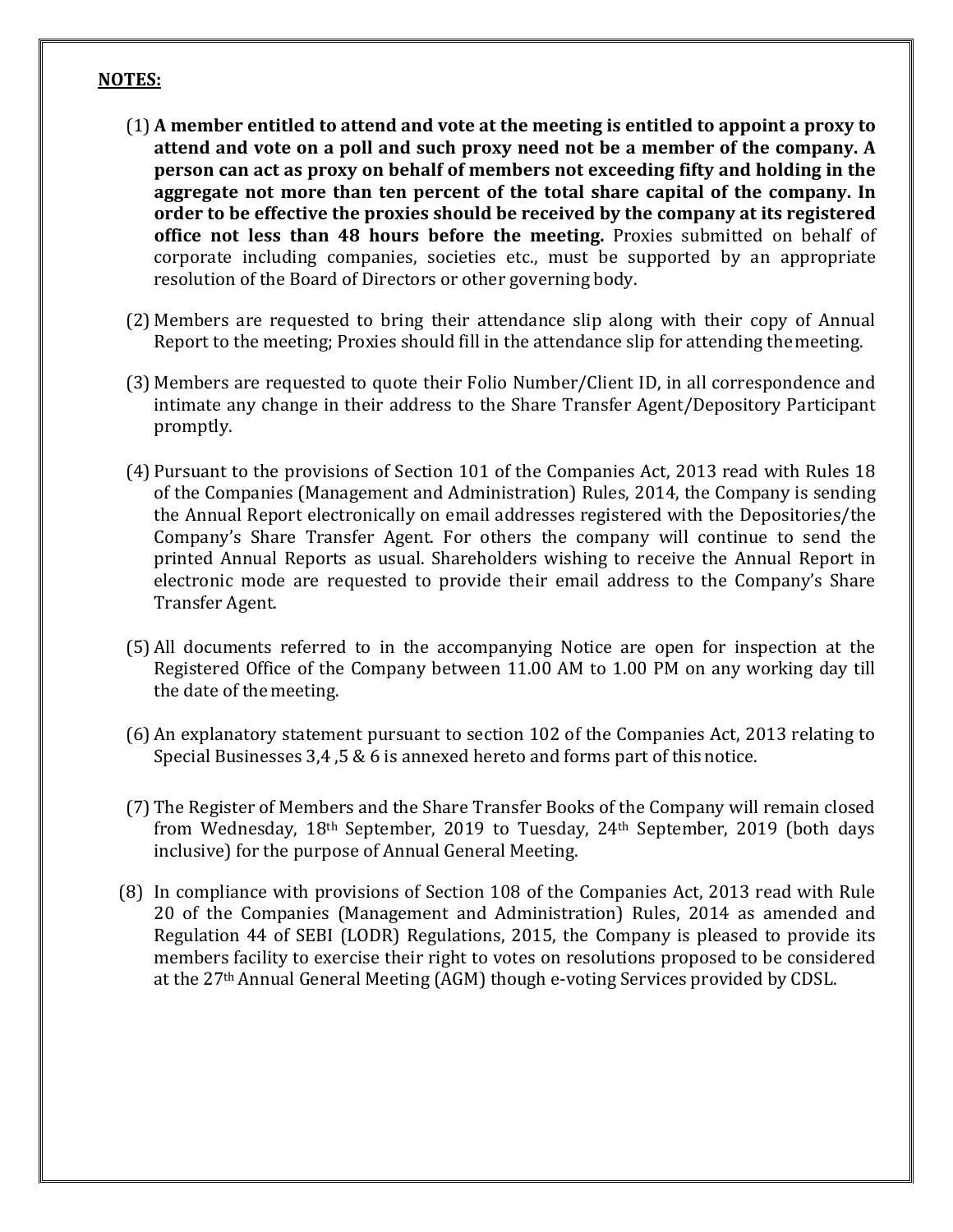**NOTES:**

(1) **A member entitled to attend and vote at the meeting is entitled to appoint a proxy to attend and vote on a poll and such proxy need not be a member of the company. A person can act as proxy on behalf of members not exceeding fifty and holding in the aggregate not more than ten percent of the total share capital of the company. In order to be effective the proxies should be received by the company at its registered office not less than 48 hours before the meeting.** Proxies submitted on behalf of corporate including companies, societies etc., must be supported by an appropriate resolution of the Board of Directors or other governing body.

(2) Members are requested to bring their attendance slip along with their copy of Annual Report to the meeting; Proxies should fill in the attendance slip for attending the meeting.

(3) Members are requested to quote their Folio Number/Client ID, in all correspondence and intimate any change in their address to the Share Transfer Agent/Depository Participant promptly.

(4) Pursuant to the provisions of Section 101 of the Companies Act, 2013 read with Rules 18 of the Companies (Management and Administration) Rules, 2014, the Company is sending the Annual Report electronically on email addresses registered with the Depositories/the Company's Share Transfer Agent. For others the company will continue to send the printed Annual Reports as usual. Shareholders wishing to receive the Annual Report in electronic mode are requested to provide their email address to the Company's Share Transfer Agent.

(5) All documents referred to in the accompanying Notice are open for inspection at the Registered Office of the Company between 11.00 AM to 1.00 PM on any working day till the date of the meeting.

(6) An explanatory statement pursuant to section 102 of the Companies Act, 2013 relating to Special Businesses 3,4 ,5 & 6 is annexed hereto and forms part of this notice.

(7) The Register of Members and the Share Transfer Books of the Company will remain closed from Wednesday, 18th September, 2019 to Tuesday, 24th September, 2019 (both days inclusive) for the purpose of Annual General Meeting.

(8) In compliance with provisions of Section 108 of the Companies Act, 2013 read with Rule 20 of the Companies (Management and Administration) Rules, 2014 as amended and Regulation 44 of SEBI (LODR) Regulations, 2015, the Company is pleased to provide its members facility to exercise their right to votes on resolutions proposed to be considered at the 27th Annual General Meeting (AGM) though e-voting Services provided by CDSL.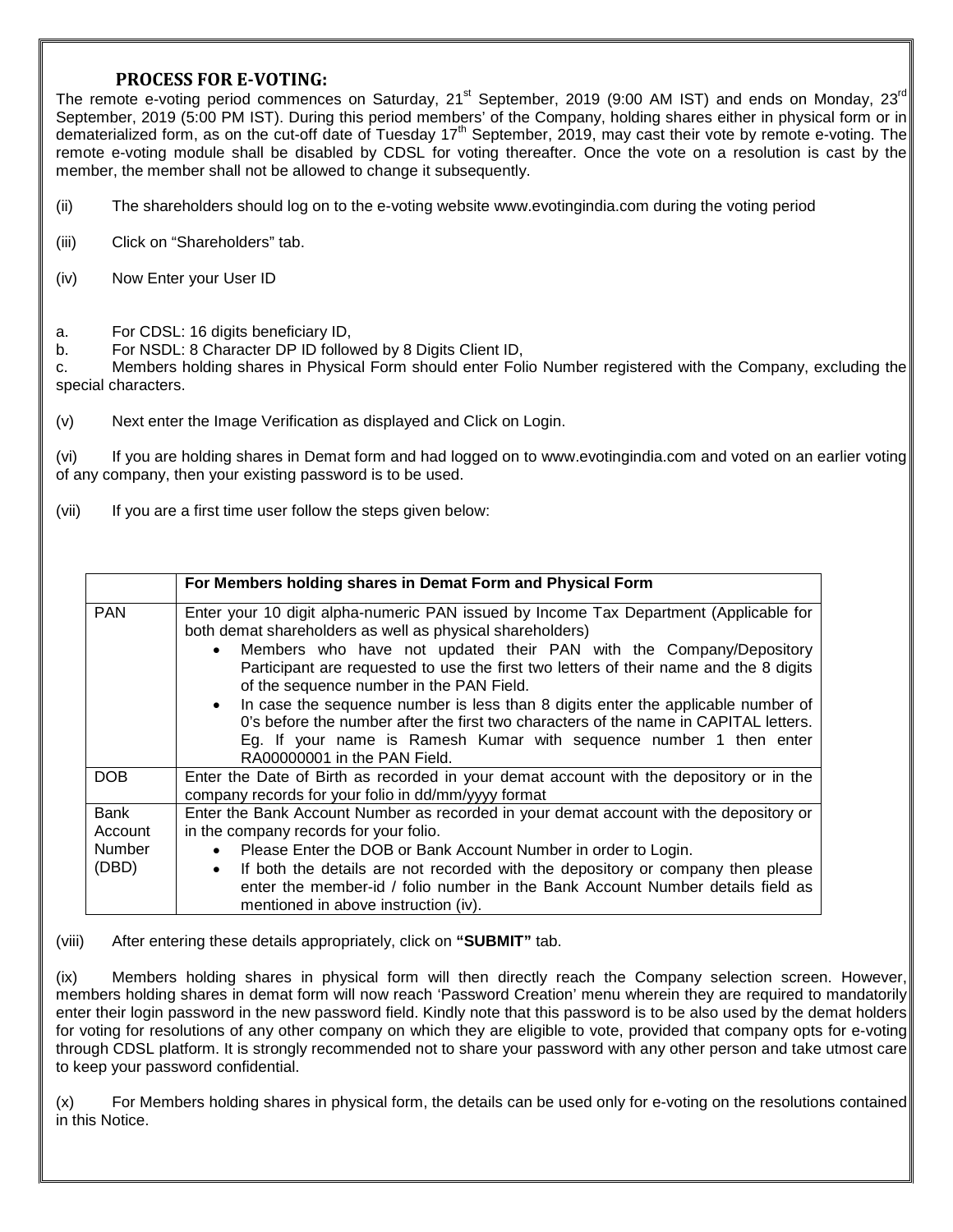## PROCESS FOR E-VOTING:

The remote e-voting period commences on Saturday, 21st September, 2019 (9:00 AM IST) and ends on Monday, 23rd September, 2019 (5:00 PM IST). During this period members' of the Company, holding shares either in physical form or in dematerialized form, as on the cut-off date of Tuesday 17th September, 2019, may cast their vote by remote e-voting. The remote e-voting module shall be disabled by CDSL for voting thereafter. Once the vote on a resolution is cast by the member, the member shall not be allowed to change it subsequently.

(ii) The shareholders should log on to the e-voting website www.evotingindia.com during the voting period

(iii) Click on "Shareholders" tab.

(iv) Now Enter your User ID

a. For CDSL: 16 digits beneficiary ID,
b. For NSDL: 8 Character DP ID followed by 8 Digits Client ID,
c. Members holding shares in Physical Form should enter Folio Number registered with the Company, excluding the special characters.

(v) Next enter the Image Verification as displayed and Click on Login.

(vi) If you are holding shares in Demat form and had logged on to www.evotingindia.com and voted on an earlier voting of any company, then your existing password is to be used.

(vii) If you are a first time user follow the steps given below:

| | For Members holding shares in Demat Form and Physical Form |
|---|---|
| PAN | Enter your 10 digit alpha-numeric PAN issued by Income Tax Department (Applicable for both demat shareholders as well as physical shareholders)<br>• Members who have not updated their PAN with the Company/Depository Participant are requested to use the first two letters of their name and the 8 digits of the sequence number in the PAN Field.<br>• In case the sequence number is less than 8 digits enter the applicable number of 0's before the number after the first two characters of the name in CAPITAL letters. Eg. If your name is Ramesh Kumar with sequence number 1 then enter RA00000001 in the PAN Field. |
| DOB | Enter the Date of Birth as recorded in your demat account with the depository or in the company records for your folio in dd/mm/yyyy format |
| Bank Account Number (DBD) | Enter the Bank Account Number as recorded in your demat account with the depository or in the company records for your folio.<br>• Please Enter the DOB or Bank Account Number in order to Login.<br>• If both the details are not recorded with the depository or company then please enter the member-id / folio number in the Bank Account Number details field as mentioned in above instruction (iv). |

(viii) After entering these details appropriately, click on **"SUBMIT"** tab.

(ix) Members holding shares in physical form will then directly reach the Company selection screen. However, members holding shares in demat form will now reach 'Password Creation' menu wherein they are required to mandatorily enter their login password in the new password field. Kindly note that this password is to be also used by the demat holders for voting for resolutions of any other company on which they are eligible to vote, provided that company opts for e-voting through CDSL platform. It is strongly recommended not to share your password with any other person and take utmost care to keep your password confidential.

(x) For Members holding shares in physical form, the details can be used only for e-voting on the resolutions contained in this Notice.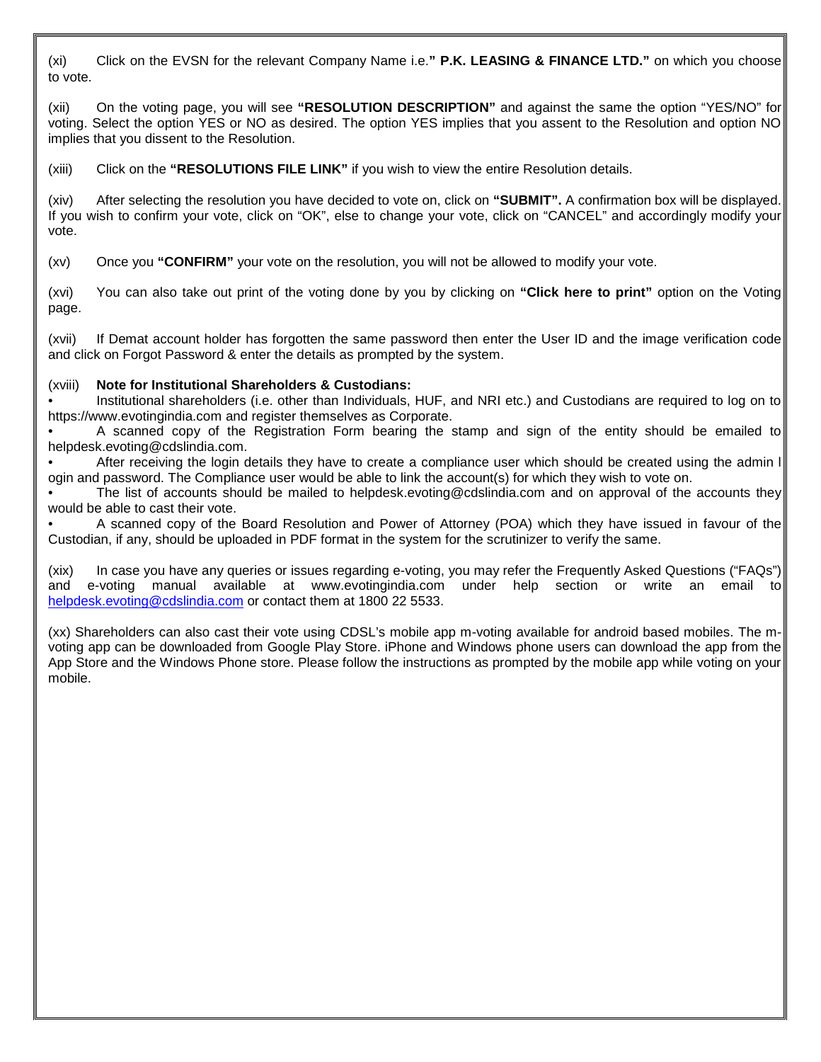(xi) Click on the EVSN for the relevant Company Name i.e.**" P.K. LEASING & FINANCE LTD."** on which you choose to vote.

(xii) On the voting page, you will see **"RESOLUTION DESCRIPTION"** and against the same the option "YES/NO" for voting. Select the option YES or NO as desired. The option YES implies that you assent to the Resolution and option NO implies that you dissent to the Resolution.

(xiii) Click on the **"RESOLUTIONS FILE LINK"** if you wish to view the entire Resolution details.

(xiv) After selecting the resolution you have decided to vote on, click on **"SUBMIT".** A confirmation box will be displayed. If you wish to confirm your vote, click on "OK", else to change your vote, click on "CANCEL" and accordingly modify your vote.

(xv) Once you **"CONFIRM"** your vote on the resolution, you will not be allowed to modify your vote.

(xvi) You can also take out print of the voting done by you by clicking on **"Click here to print"** option on the Voting page.

(xvii) If Demat account holder has forgotten the same password then enter the User ID and the image verification code and click on Forgot Password & enter the details as prompted by the system.

(xviii) **Note for Institutional Shareholders & Custodians:**

- Institutional shareholders (i.e. other than Individuals, HUF, and NRI etc.) and Custodians are required to log on to https://www.evotingindia.com and register themselves as Corporate.
- A scanned copy of the Registration Form bearing the stamp and sign of the entity should be emailed to helpdesk.evoting@cdslindia.com.
- After receiving the login details they have to create a compliance user which should be created using the admin l ogin and password. The Compliance user would be able to link the account(s) for which they wish to vote on.
- The list of accounts should be mailed to helpdesk.evoting@cdslindia.com and on approval of the accounts they would be able to cast their vote.
- A scanned copy of the Board Resolution and Power of Attorney (POA) which they have issued in favour of the Custodian, if any, should be uploaded in PDF format in the system for the scrutinizer to verify the same.

(xix) In case you have any queries or issues regarding e-voting, you may refer the Frequently Asked Questions ("FAQs") and e-voting manual available at www.evotingindia.com under help section or write an email to helpdesk.evoting@cdslindia.com or contact them at 1800 22 5533.

(xx) Shareholders can also cast their vote using CDSL's mobile app m-voting available for android based mobiles. The m-voting app can be downloaded from Google Play Store. iPhone and Windows phone users can download the app from the App Store and the Windows Phone store. Please follow the instructions as prompted by the mobile app while voting on your mobile.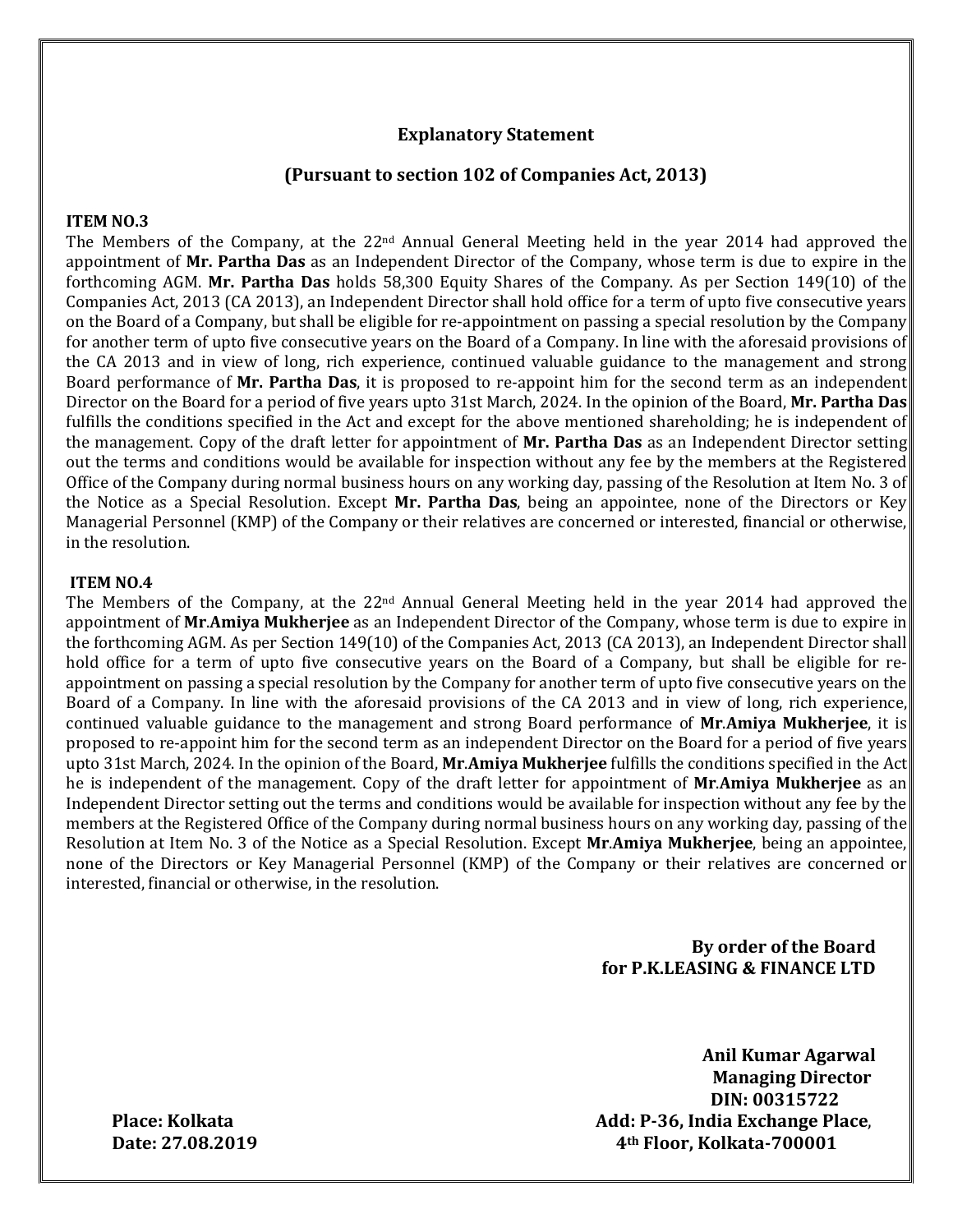## Explanatory Statement

## (Pursuant to section 102 of Companies Act, 2013)

**ITEM NO.3**

The Members of the Company, at the 22nd Annual General Meeting held in the year 2014 had approved the appointment of **Mr. Partha Das** as an Independent Director of the Company, whose term is due to expire in the forthcoming AGM. **Mr. Partha Das** holds 58,300 Equity Shares of the Company. As per Section 149(10) of the Companies Act, 2013 (CA 2013), an Independent Director shall hold office for a term of upto five consecutive years on the Board of a Company, but shall be eligible for re-appointment on passing a special resolution by the Company for another term of upto five consecutive years on the Board of a Company. In line with the aforesaid provisions of the CA 2013 and in view of long, rich experience, continued valuable guidance to the management and strong Board performance of **Mr. Partha Das**, it is proposed to re-appoint him for the second term as an independent Director on the Board for a period of five years upto 31st March, 2024. In the opinion of the Board, **Mr. Partha Das** fulfills the conditions specified in the Act and except for the above mentioned shareholding; he is independent of the management. Copy of the draft letter for appointment of **Mr. Partha Das** as an Independent Director setting out the terms and conditions would be available for inspection without any fee by the members at the Registered Office of the Company during normal business hours on any working day, passing of the Resolution at Item No. 3 of the Notice as a Special Resolution. Except **Mr. Partha Das**, being an appointee, none of the Directors or Key Managerial Personnel (KMP) of the Company or their relatives are concerned or interested, financial or otherwise, in the resolution.

**ITEM NO.4**

The Members of the Company, at the 22nd Annual General Meeting held in the year 2014 had approved the appointment of **Mr.Amiya Mukherjee** as an Independent Director of the Company, whose term is due to expire in the forthcoming AGM. As per Section 149(10) of the Companies Act, 2013 (CA 2013), an Independent Director shall hold office for a term of upto five consecutive years on the Board of a Company, but shall be eligible for re-appointment on passing a special resolution by the Company for another term of upto five consecutive years on the Board of a Company. In line with the aforesaid provisions of the CA 2013 and in view of long, rich experience, continued valuable guidance to the management and strong Board performance of **Mr.Amiya Mukherjee**, it is proposed to re-appoint him for the second term as an independent Director on the Board for a period of five years upto 31st March, 2024. In the opinion of the Board, **Mr.Amiya Mukherjee** fulfills the conditions specified in the Act he is independent of the management. Copy of the draft letter for appointment of **Mr.Amiya Mukherjee** as an Independent Director setting out the terms and conditions would be available for inspection without any fee by the members at the Registered Office of the Company during normal business hours on any working day, passing of the Resolution at Item No. 3 of the Notice as a Special Resolution. Except **Mr.Amiya Mukherjee**, being an appointee, none of the Directors or Key Managerial Personnel (KMP) of the Company or their relatives are concerned or interested, financial or otherwise, in the resolution.

**By order of the Board**
**for P.K.LEASING & FINANCE LTD**

**Anil Kumar Agarwal**
**Managing Director**
**DIN: 00315722**
**Add: P-36, India Exchange Place,**
**4th Floor, Kolkata-700001**

**Place: Kolkata**
**Date: 27.08.2019**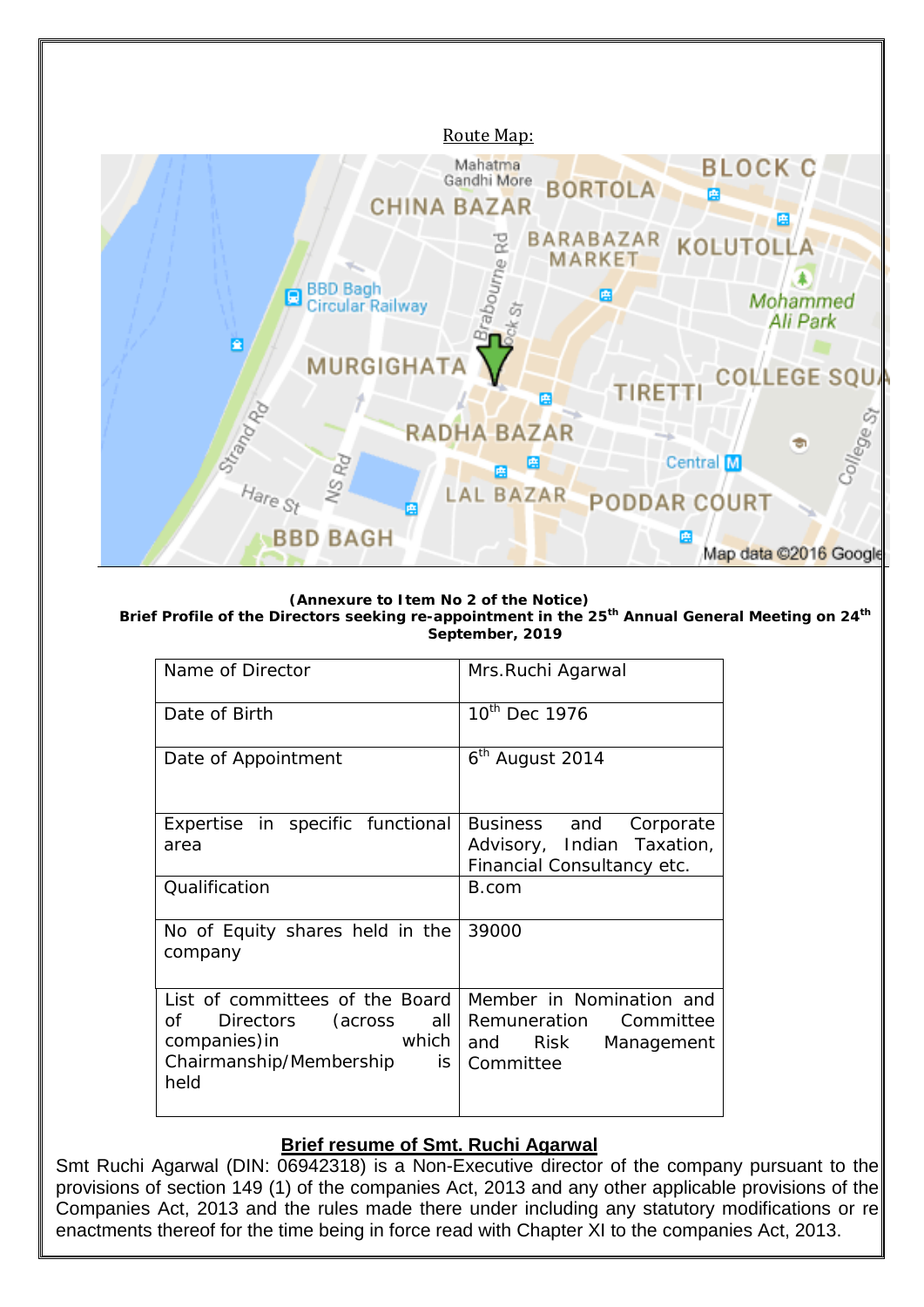Route Map:

**(Annexure to Item No 2 of the Notice)**
**Brief Profile of the Directors seeking re-appointment in the 25th Annual General Meeting on 24th September, 2019**

| Name of Director | Mrs.Ruchi Agarwal |
|---|---|
| Date of Birth | 10th Dec 1976 |
| Date of Appointment | 6th August 2014 |
| Expertise in specific functional area | Business and Corporate Advisory, Indian Taxation, Financial Consultancy etc. |
| Qualification | B.com |
| No of Equity shares held in the company | 39000 |
| List of committees of the Board of Directors (across all companies)in which Chairmanship/Membership is held | Member in Nomination and Remuneration Committee and Risk Management Committee |

**Brief resume of Smt. Ruchi Agarwal**

Smt Ruchi Agarwal (DIN: 06942318) is a Non-Executive director of the company pursuant to the provisions of section 149 (1) of the companies Act, 2013 and any other applicable provisions of the Companies Act, 2013 and the rules made there under including any statutory modifications or re enactments thereof for the time being in force read with Chapter XI to the companies Act, 2013.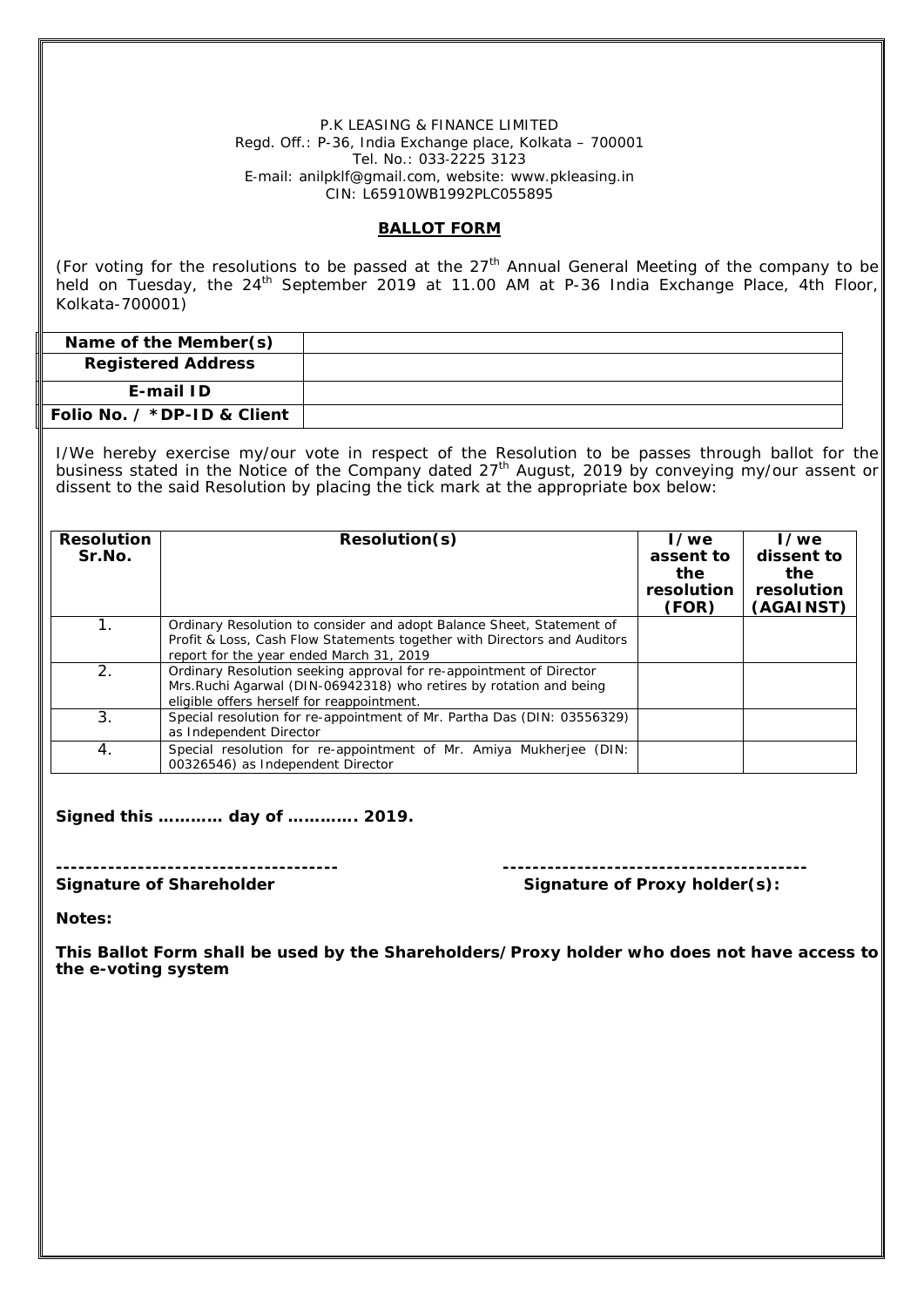P.K LEASING & FINANCE LIMITED
Regd. Off.: P-36, India Exchange place, Kolkata – 700001
Tel. No.: 033-2225 3123
E-mail: anilpklf@gmail.com, website: www.pkleasing.in
CIN: L65910WB1992PLC055895

## BALLOT FORM

(For voting for the resolutions to be passed at the 27th Annual General Meeting of the company to be held on Tuesday, the 24th September 2019 at 11.00 AM at P-36 India Exchange Place, 4th Floor, Kolkata-700001)

| | |
|---|---|
| **Name of the Member(s)** | |
| **Registered Address** | |
| **E-mail ID** | |
| **Folio No. / *DP-ID & Client** | |

I/We hereby exercise my/our vote in respect of the Resolution to be passes through ballot for the business stated in the Notice of the Company dated 27th August, 2019 by conveying my/our assent or dissent to the said Resolution by placing the tick mark at the appropriate box below:

| Resolution Sr.No. | Resolution(s) | I/we assent to the resolution (FOR) | I/we dissent to the resolution (AGAINST) |
|---|---|---|---|
| 1. | Ordinary Resolution to consider and adopt Balance Sheet, Statement of Profit & Loss, Cash Flow Statements together with Directors and Auditors report for the year ended March 31, 2019 | | |
| 2. | Ordinary Resolution seeking approval for re-appointment of Director Mrs.Ruchi Agarwal (DIN-06942318) who retires by rotation and being eligible offers herself for reappointment. | | |
| 3. | Special resolution for re-appointment of Mr. Partha Das (DIN: 03556329) as Independent Director | | |
| 4. | Special resolution for re-appointment of Mr. Amiya Mukherjee (DIN: 00326546) as Independent Director | | |

**Signed this ………… day of …………. 2019.**

**-------------------------------------** &nbsp;&nbsp;&nbsp;&nbsp; **----------------------------------------**

**Signature of Shareholder** &nbsp;&nbsp;&nbsp;&nbsp; **Signature of Proxy holder(s):**

**Notes:**

**This Ballot Form shall be used by the Shareholders/Proxy holder who does not have access to the e-voting system**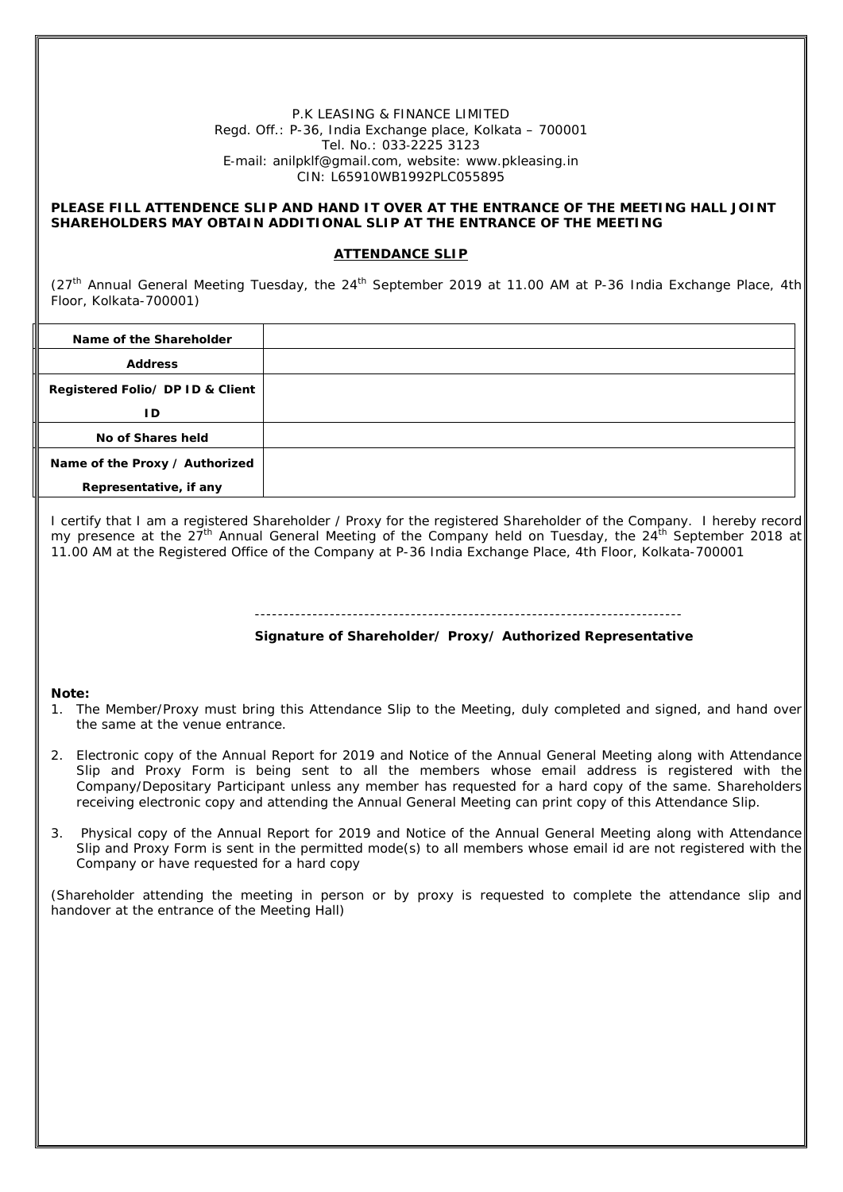P.K LEASING & FINANCE LIMITED
Regd. Off.: P-36, India Exchange place, Kolkata – 700001
Tel. No.: 033-2225 3123
E-mail: anilpklf@gmail.com, website: www.pkleasing.in
CIN: L65910WB1992PLC055895

**PLEASE FILL ATTENDENCE SLIP AND HAND IT OVER AT THE ENTRANCE OF THE MEETING HALL JOINT SHAREHOLDERS MAY OBTAIN ADDITIONAL SLIP AT THE ENTRANCE OF THE MEETING**

## ATTENDANCE SLIP

(27th Annual General Meeting Tuesday, the 24th September 2019 at 11.00 AM at P-36 India Exchange Place, 4th Floor, Kolkata-700001)

| | |
|---|---|
| **Name of the Shareholder** | |
| **Address** | |
| **Registered Folio/ DP ID & Client ID** | |
| **No of Shares held** | |
| **Name of the Proxy / Authorized Representative, if any** | |

I certify that I am a registered Shareholder / Proxy for the registered Shareholder of the Company. I hereby record my presence at the 27th Annual General Meeting of the Company held on Tuesday, the 24th September 2018 at 11.00 AM at the Registered Office of the Company at P-36 India Exchange Place, 4th Floor, Kolkata-700001

-------------------------------------------------------------------------

**Signature of Shareholder/ Proxy/ Authorized Representative**

**Note:**

1. The Member/Proxy must bring this Attendance Slip to the Meeting, duly completed and signed, and hand over the same at the venue entrance.
2. Electronic copy of the Annual Report for 2019 and Notice of the Annual General Meeting along with Attendance Slip and Proxy Form is being sent to all the members whose email address is registered with the Company/Depositary Participant unless any member has requested for a hard copy of the same. Shareholders receiving electronic copy and attending the Annual General Meeting can print copy of this Attendance Slip.
3. Physical copy of the Annual Report for 2019 and Notice of the Annual General Meeting along with Attendance Slip and Proxy Form is sent in the permitted mode(s) to all members whose email id are not registered with the Company or have requested for a hard copy

(Shareholder attending the meeting in person or by proxy is requested to complete the attendance slip and handover at the entrance of the Meeting Hall)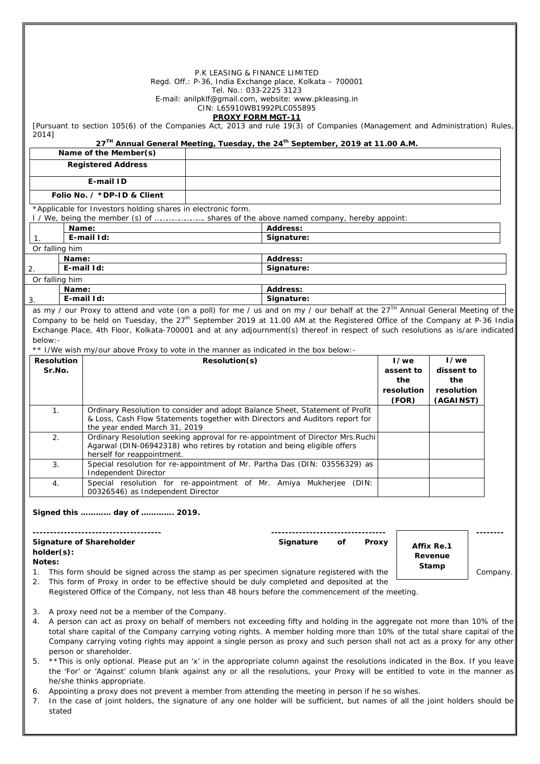P.K LEASING & FINANCE LIMITED
Regd. Off.: P-36, India Exchange place, Kolkata – 700001
Tel. No.: 033-2225 3123
E-mail: anilpklf@gmail.com, website: www.pkleasing.in
CIN: L65910WB1992PLC055895

**PROXY FORM MGT-11**

[Pursuant to section 105(6) of the Companies Act, 2013 and rule 19(3) of Companies (Management and Administration) Rules, 2014]

**27TH Annual General Meeting, Tuesday, the 24th September, 2019 at 11.00 A.M.**

| **Name of the Member(s)** | |
|---|---|
| **Registered Address** | |
| **E-mail ID** | |
| **Folio No. / *DP-ID & Client** | |

*Applicable for Investors holding shares in electronic form.

I / We, being the member (s) of ………………… shares of the above named company, hereby appoint:

| | | |
|---|---|---|
| 1. | **Name:** | **Address:** |
| | **E-mail Id:** | **Signature:** |

Or falling him

| | | |
|---|---|---|
| 2. | **Name:** | **Address:** |
| | **E-mail Id:** | **Signature:** |

Or falling him

| | | |
|---|---|---|
| 3. | **Name:** | **Address:** |
| | **E-mail Id:** | **Signature:** |

as my / our Proxy to attend and vote (on a poll) for me / us and on my / our behalf at the 27TH Annual General Meeting of the Company to be held on Tuesday, the 27th September 2019 at 11.00 AM at the Registered Office of the Company at P-36 India Exchange Place, 4th Floor, Kolkata-700001 and at any adjournment(s) thereof in respect of such resolutions as is/are indicated below:-

** I/We wish my/our above Proxy to vote in the manner as indicated in the box below:-

| Resolution Sr.No. | Resolution(s) | I/we assent to the resolution (FOR) | I/we dissent to the resolution (AGAINST) |
|---|---|---|---|
| 1. | Ordinary Resolution to consider and adopt Balance Sheet, Statement of Profit & Loss, Cash Flow Statements together with Directors and Auditors report for the year ended March 31, 2019 | | |
| 2. | Ordinary Resolution seeking approval for re-appointment of Director Mrs.Ruchi Agarwal (DIN-06942318) who retires by rotation and being eligible offers herself for reappointment. | | |
| 3. | Special resolution for re-appointment of Mr. Partha Das (DIN: 03556329) as Independent Director | | |
| 4. | Special resolution for re-appointment of Mr. Amiya Mukherjee (DIN: 00326546) as Independent Director | | |

**Signed this ………… day of …………. 2019.**

------------------------------------
**Signature of Shareholder holder(s):**

--------------------------------
**Signature of Proxy**

**Affix Re.1 Revenue Stamp**

**Notes:**

1. This form should be signed across the stamp as per specimen signature registered with the Company.
2. This form of Proxy in order to be effective should be duly completed and deposited at the Registered Office of the Company, not less than 48 hours before the commencement of the meeting.
3. A proxy need not be a member of the Company.
4. A person can act as proxy on behalf of members not exceeding fifty and holding in the aggregate not more than 10% of the total share capital of the Company carrying voting rights. A member holding more than 10% of the total share capital of the Company carrying voting rights may appoint a single person as proxy and such person shall not act as a proxy for any other person or shareholder.
5. **This is only optional. Please put an 'x' in the appropriate column against the resolutions indicated in the Box. If you leave the 'For' or 'Against' column blank against any or all the resolutions, your Proxy will be entitled to vote in the manner as he/she thinks appropriate.
6. Appointing a proxy does not prevent a member from attending the meeting in person if he so wishes.
7. In the case of joint holders, the signature of any one holder will be sufficient, but names of all the joint holders should be stated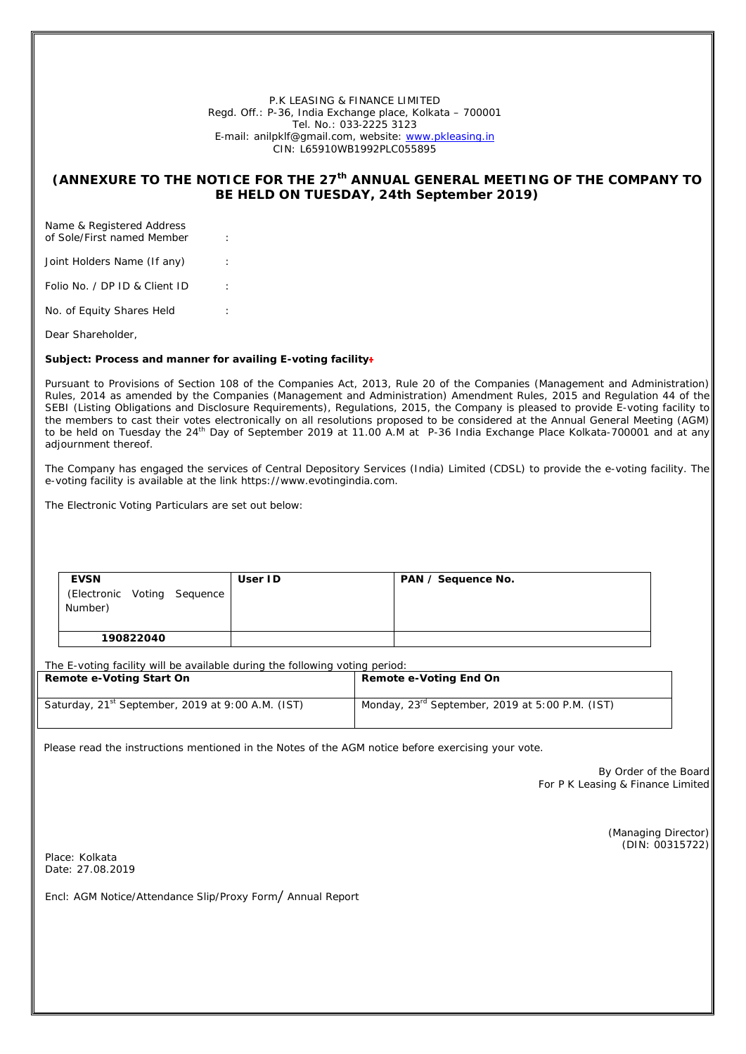P.K LEASING & FINANCE LIMITED
Regd. Off.: P-36, India Exchange place, Kolkata – 700001
Tel. No.: 033-2225 3123
E-mail: anilpklf@gmail.com, website: www.pkleasing.in
CIN: L65910WB1992PLC055895

## (ANNEXURE TO THE NOTICE FOR THE 27th ANNUAL GENERAL MEETING OF THE COMPANY TO BE HELD ON TUESDAY, 24th September 2019)

Name & Registered Address of Sole/First named Member :

Joint Holders Name (If any) :

Folio No. / DP ID & Client ID :

No. of Equity Shares Held :

Dear Shareholder,

**Subject: Process and manner for availing E-voting facility:**

Pursuant to Provisions of Section 108 of the Companies Act, 2013, Rule 20 of the Companies (Management and Administration) Rules, 2014 as amended by the Companies (Management and Administration) Amendment Rules, 2015 and Regulation 44 of the SEBI (Listing Obligations and Disclosure Requirements), Regulations, 2015, the Company is pleased to provide E-voting facility to the members to cast their votes electronically on all resolutions proposed to be considered at the Annual General Meeting (AGM) to be held on Tuesday the 24th Day of September 2019 at 11.00 A.M at P-36 India Exchange Place Kolkata-700001 and at any adjournment thereof.

The Company has engaged the services of Central Depository Services (India) Limited (CDSL) to provide the e-voting facility. The e-voting facility is available at the link https://www.evotingindia.com.

The Electronic Voting Particulars are set out below:

| **EVSN** (Electronic Voting Sequence Number) | **User ID** | **PAN / Sequence No.** |
|---|---|---|
| **190822040** | | |

The E-voting facility will be available during the following voting period:

| **Remote e-Voting Start On** | **Remote e-Voting End On** |
|---|---|
| Saturday, 21st September, 2019 at 9:00 A.M. (IST) | Monday, 23rd September, 2019 at 5:00 P.M. (IST) |

Please read the instructions mentioned in the Notes of the AGM notice before exercising your vote.

By Order of the Board
For P K Leasing & Finance Limited

(Managing Director)
(DIN: 00315722)

Place: Kolkata
Date: 27.08.2019

Encl: AGM Notice/Attendance Slip/Proxy Form/ Annual Report